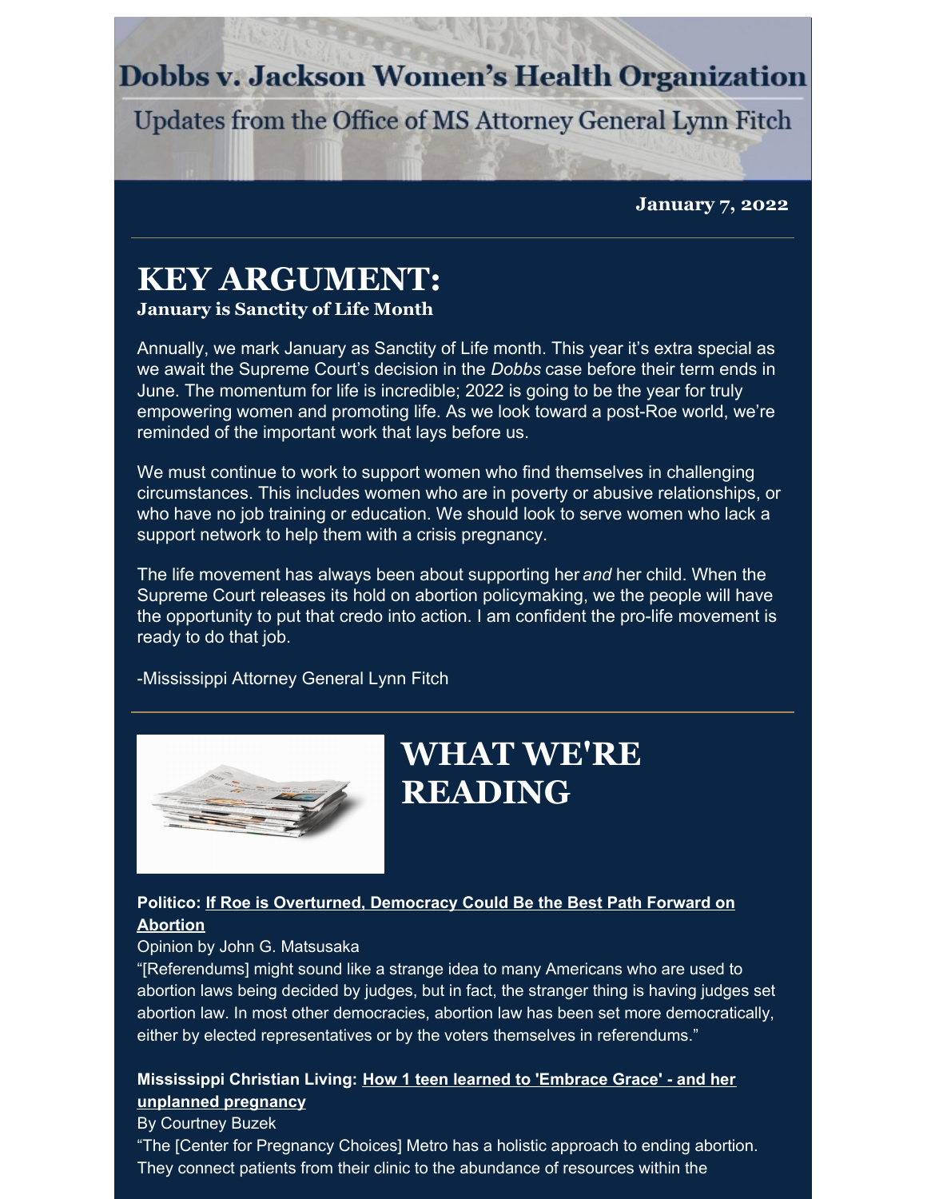# Dobbs v. Jackson Women's Health Organization

Updates from the Office of MS Attorney General Lynn Fitch

**January 7, 2022**

## KEY ARGUMENT:

**January is Sanctity of Life Month**

Annually, we mark January as Sanctity of Life month. This year it's extra special as we await the Supreme Court's decision in the *Dobbs* case before their term ends in June. The momentum for life is incredible; 2022 is going to be the year for truly empowering women and promoting life. As we look toward a post-Roe world, we're reminded of the important work that lays before us.

We must continue to work to support women who find themselves in challenging circumstances. This includes women who are in poverty or abusive relationships, or who have no job training or education. We should look to serve women who lack a support network to help them with a crisis pregnancy.

The life movement has always been about supporting her *and* her child. When the Supreme Court releases its hold on abortion policymaking, we the people will have the opportunity to put that credo into action. I am confident the pro-life movement is ready to do that job.

-Mississippi Attorney General Lynn Fitch

## WHAT WE'RE READING

**Politico: If Roe is Overturned, Democracy Could Be the Best Path Forward on Abortion**

Opinion by John G. Matsusaka

"[Referendums] might sound like a strange idea to many Americans who are used to abortion laws being decided by judges, but in fact, the stranger thing is having judges set abortion law. In most other democracies, abortion law has been set more democratically, either by elected representatives or by the voters themselves in referendums."

**Mississippi Christian Living: How 1 teen learned to 'Embrace Grace' - and her unplanned pregnancy**

By Courtney Buzek

"The [Center for Pregnancy Choices] Metro has a holistic approach to ending abortion. They connect patients from their clinic to the abundance of resources within the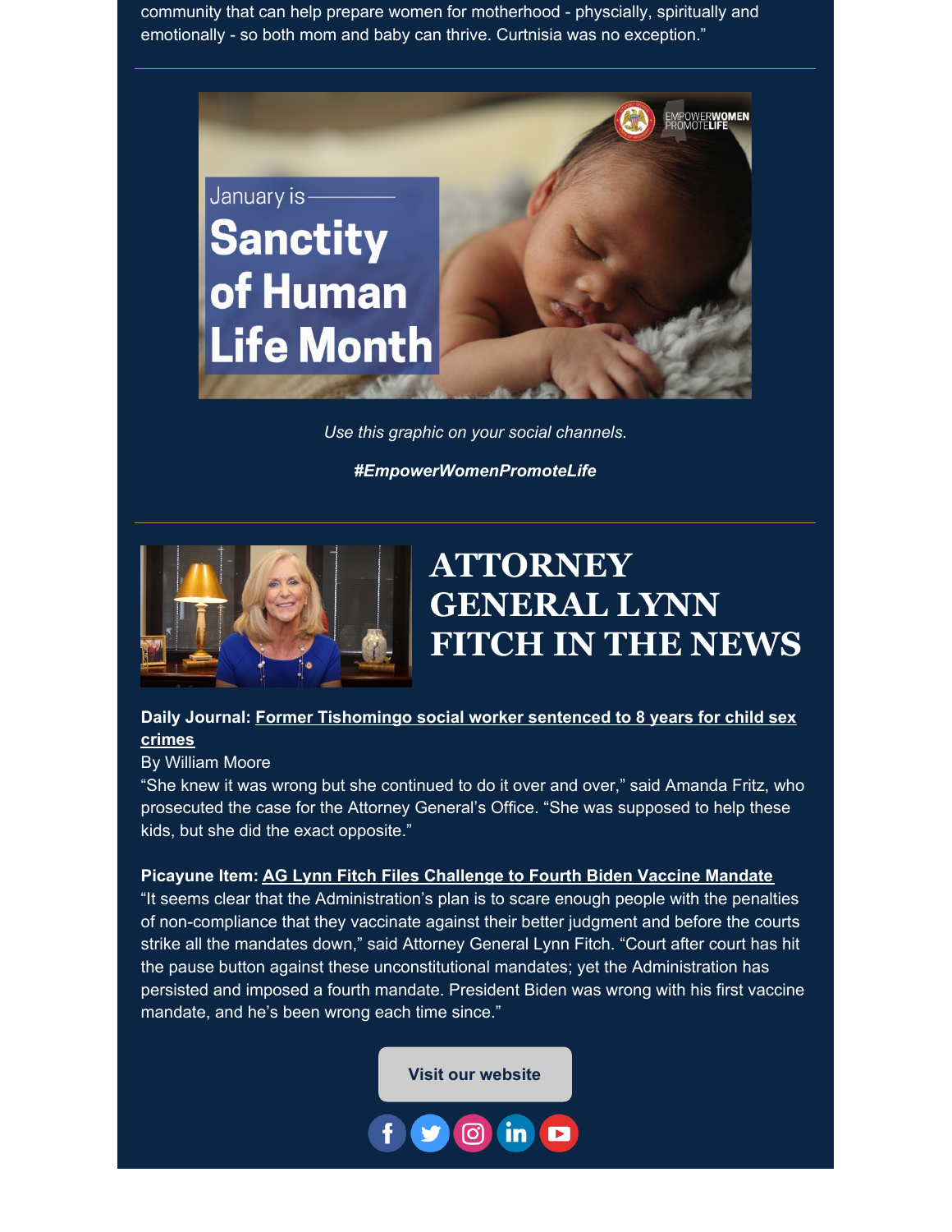community that can help prepare women for motherhood - physcially, spiritually and emotionally - so both mom and baby can thrive. Curtnisia was no exception."

*Use this graphic on your social channels.*

***#EmpowerWomenPromoteLife***

# ATTORNEY GENERAL LYNN FITCH IN THE NEWS

**Daily Journal:** **Former Tishomingo social worker sentenced to 8 years for child sex crimes**
By William Moore
"She knew it was wrong but she continued to do it over and over," said Amanda Fritz, who prosecuted the case for the Attorney General's Office. "She was supposed to help these kids, but she did the exact opposite."

**Picayune Item:** **AG Lynn Fitch Files Challenge to Fourth Biden Vaccine Mandate**
"It seems clear that the Administration's plan is to scare enough people with the penalties of non-compliance that they vaccinate against their better judgment and before the courts strike all the mandates down," said Attorney General Lynn Fitch. "Court after court has hit the pause button against these unconstitutional mandates; yet the Administration has persisted and imposed a fourth mandate. President Biden was wrong with his first vaccine mandate, and he's been wrong each time since."

Visit our website